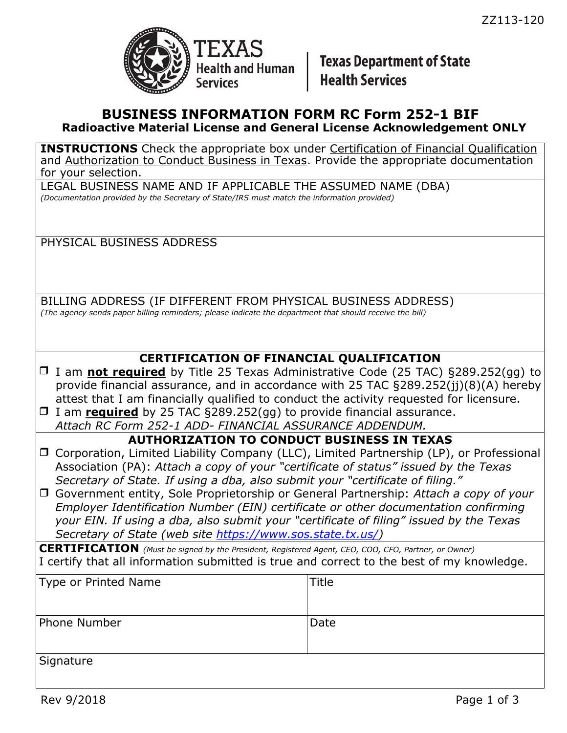ZZ113-120

Texas Health and Human Services | Texas Department of State Health Services

# BUSINESS INFORMATION FORM RC Form 252-1 BIF

## Radioactive Material License and General License Acknowledgement ONLY

**INSTRUCTIONS** Check the appropriate box under Certification of Financial Qualification and Authorization to Conduct Business in Texas. Provide the appropriate documentation for your selection.

LEGAL BUSINESS NAME AND IF APPLICABLE THE ASSUMED NAME (DBA)
*(Documentation provided by the Secretary of State/IRS must match the information provided)*

PHYSICAL BUSINESS ADDRESS

BILLING ADDRESS (IF DIFFERENT FROM PHYSICAL BUSINESS ADDRESS)
*(The agency sends paper billing reminders; please indicate the department that should receive the bill)*

### CERTIFICATION OF FINANCIAL QUALIFICATION

- ☐ I am **not required** by Title 25 Texas Administrative Code (25 TAC) §289.252(gg) to provide financial assurance, and in accordance with 25 TAC §289.252(jj)(8)(A) hereby attest that I am financially qualified to conduct the activity requested for licensure.
- ☐ I am **required** by 25 TAC §289.252(gg) to provide financial assurance. *Attach RC Form 252-1 ADD- FINANCIAL ASSURANCE ADDENDUM.*

### AUTHORIZATION TO CONDUCT BUSINESS IN TEXAS

- ☐ Corporation, Limited Liability Company (LLC), Limited Partnership (LP), or Professional Association (PA): *Attach a copy of your "certificate of status" issued by the Texas Secretary of State. If using a dba, also submit your "certificate of filing."*
- ☐ Government entity, Sole Proprietorship or General Partnership: *Attach a copy of your Employer Identification Number (EIN) certificate or other documentation confirming your EIN. If using a dba, also submit your "certificate of filing" issued by the Texas Secretary of State (web site https://www.sos.state.tx.us/)*

**CERTIFICATION** *(Must be signed by the President, Registered Agent, CEO, COO, CFO, Partner, or Owner)*
I certify that all information submitted is true and correct to the best of my knowledge.

| Type or Printed Name | Title |
|---|---|
| Phone Number | Date |
| Signature | |

Rev 9/2018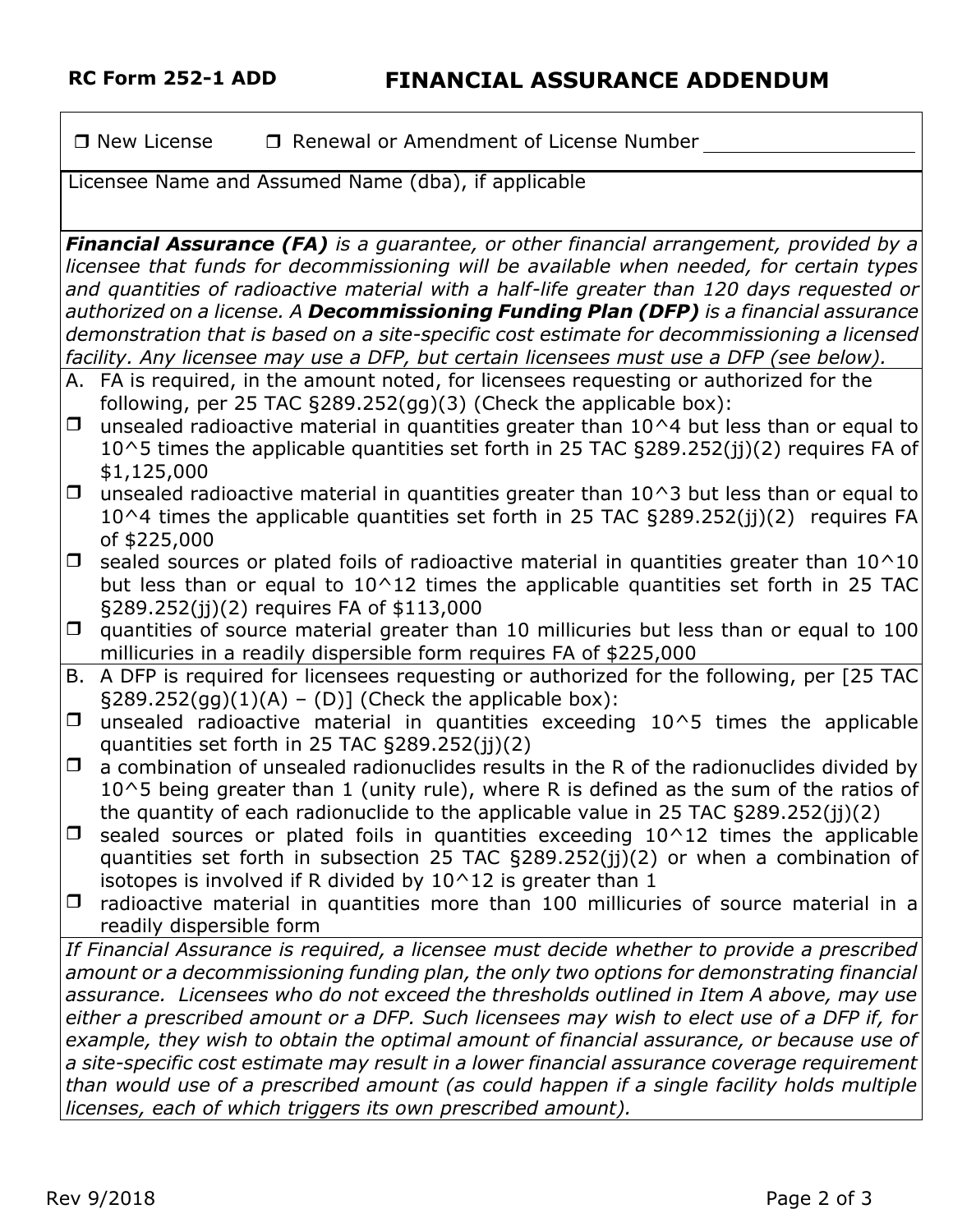**RC Form 252-1 ADD** **FINANCIAL ASSURANCE ADDENDUM**

❒ New License ❒ Renewal or Amendment of License Number ______________

Licensee Name and Assumed Name (dba), if applicable

***Financial Assurance (FA)*** *is a guarantee, or other financial arrangement, provided by a licensee that funds for decommissioning will be available when needed, for certain types and quantities of radioactive material with a half-life greater than 120 days requested or authorized on a license. A* ***Decommissioning Funding Plan (DFP)*** *is a financial assurance demonstration that is based on a site-specific cost estimate for decommissioning a licensed facility. Any licensee may use a DFP, but certain licensees must use a DFP (see below).*

A. FA is required, in the amount noted, for licensees requesting or authorized for the following, per 25 TAC §289.252(gg)(3) (Check the applicable box):

- ❒ unsealed radioactive material in quantities greater than $10^4$ but less than or equal to $10^5$ times the applicable quantities set forth in 25 TAC §289.252(jj)(2) requires FA of $1,125,000
- ❒ unsealed radioactive material in quantities greater than $10^3$ but less than or equal to $10^4$ times the applicable quantities set forth in 25 TAC §289.252(jj)(2) requires FA of $225,000
- ❒ sealed sources or plated foils of radioactive material in quantities greater than $10^{10}$ but less than or equal to $10^{12}$ times the applicable quantities set forth in 25 TAC §289.252(jj)(2) requires FA of $113,000
- ❒ quantities of source material greater than 10 millicuries but less than or equal to 100 millicuries in a readily dispersible form requires FA of $225,000

B. A DFP is required for licensees requesting or authorized for the following, per [25 TAC §289.252(gg)(1)(A) – (D)] (Check the applicable box):

- ❒ unsealed radioactive material in quantities exceeding $10^5$ times the applicable quantities set forth in 25 TAC §289.252(jj)(2)
- ❒ a combination of unsealed radionuclides results in the R of the radionuclides divided by $10^5$ being greater than 1 (unity rule), where R is defined as the sum of the ratios of the quantity of each radionuclide to the applicable value in 25 TAC §289.252(jj)(2)
- ❒ sealed sources or plated foils in quantities exceeding $10^{12}$ times the applicable quantities set forth in subsection 25 TAC §289.252(jj)(2) or when a combination of isotopes is involved if R divided by $10^{12}$ is greater than 1
- ❒ radioactive material in quantities more than 100 millicuries of source material in a readily dispersible form

*If Financial Assurance is required, a licensee must decide whether to provide a prescribed amount or a decommissioning funding plan, the only two options for demonstrating financial assurance. Licensees who do not exceed the thresholds outlined in Item A above, may use either a prescribed amount or a DFP. Such licensees may wish to elect use of a DFP if, for example, they wish to obtain the optimal amount of financial assurance, or because use of a site-specific cost estimate may result in a lower financial assurance coverage requirement than would use of a prescribed amount (as could happen if a single facility holds multiple licenses, each of which triggers its own prescribed amount).*

Rev 9/2018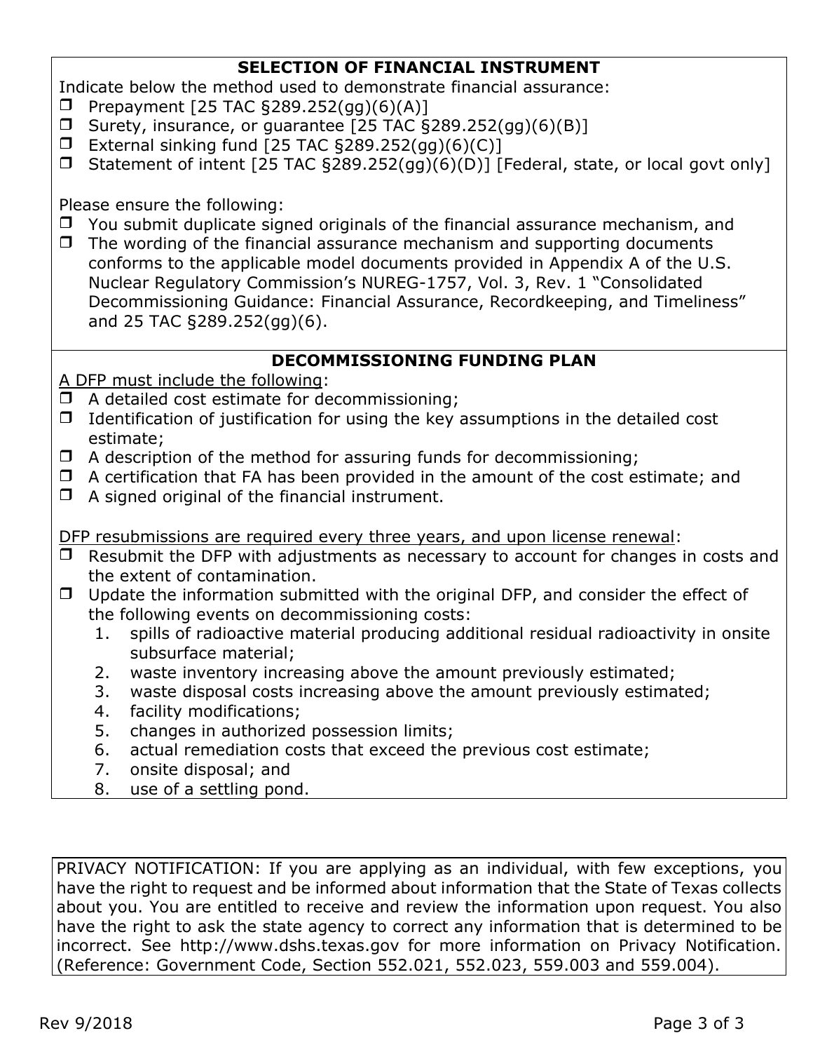## SELECTION OF FINANCIAL INSTRUMENT

Indicate below the method used to demonstrate financial assurance:

- ☐ Prepayment [25 TAC §289.252(gg)(6)(A)]
- ☐ Surety, insurance, or guarantee [25 TAC §289.252(gg)(6)(B)]
- ☐ External sinking fund [25 TAC §289.252(gg)(6)(C)]
- ☐ Statement of intent [25 TAC §289.252(gg)(6)(D)] [Federal, state, or local govt only]

Please ensure the following:

- ☐ You submit duplicate signed originals of the financial assurance mechanism, and
- ☐ The wording of the financial assurance mechanism and supporting documents conforms to the applicable model documents provided in Appendix A of the U.S. Nuclear Regulatory Commission's NUREG-1757, Vol. 3, Rev. 1 "Consolidated Decommissioning Guidance: Financial Assurance, Recordkeeping, and Timeliness" and 25 TAC §289.252(gg)(6).

## DECOMMISSIONING FUNDING PLAN

A DFP must include the following:

- ☐ A detailed cost estimate for decommissioning;
- ☐ Identification of justification for using the key assumptions in the detailed cost estimate;
- ☐ A description of the method for assuring funds for decommissioning;
- ☐ A certification that FA has been provided in the amount of the cost estimate; and
- ☐ A signed original of the financial instrument.

DFP resubmissions are required every three years, and upon license renewal:

- ☐ Resubmit the DFP with adjustments as necessary to account for changes in costs and the extent of contamination.
- ☐ Update the information submitted with the original DFP, and consider the effect of the following events on decommissioning costs:
  1. spills of radioactive material producing additional residual radioactivity in onsite subsurface material;
  2. waste inventory increasing above the amount previously estimated;
  3. waste disposal costs increasing above the amount previously estimated;
  4. facility modifications;
  5. changes in authorized possession limits;
  6. actual remediation costs that exceed the previous cost estimate;
  7. onsite disposal; and
  8. use of a settling pond.

PRIVACY NOTIFICATION: If you are applying as an individual, with few exceptions, you have the right to request and be informed about information that the State of Texas collects about you. You are entitled to receive and review the information upon request. You also have the right to ask the state agency to correct any information that is determined to be incorrect. See http://www.dshs.texas.gov for more information on Privacy Notification. (Reference: Government Code, Section 552.021, 552.023, 559.003 and 559.004).

Rev 9/2018